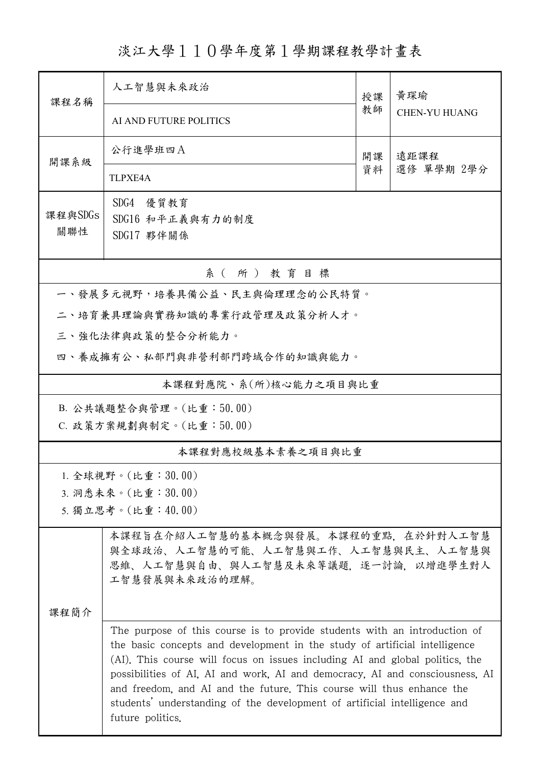# 淡江大學１１０學年度第１學期課程教學計畫表

| 課程名稱 | 人工智慧與未來政治<br>AI AND FUTURE POLITICS | 授課教師 | 黃琛瑜<br>CHEN-YU HUANG |
|---|---|---|---|
| 開課系級 | 公行進學班四Ａ<br>TLPXE4A | 開課資料 | 遠距課程<br>選修 單學期 2學分 |
| 課程與SDGs關聯性 | SDG4 優質教育<br>SDG16 和平正義與有力的制度<br>SDG17 夥伴關係 | | |

**系（所）教育目標**

一、發展多元視野，培養具備公益、民主與倫理理念的公民特質。

二、培育兼具理論與實務知識的專業行政管理及政策分析人才。

三、強化法律與政策的整合分析能力。

四、養成擁有公、私部門與非營利部門跨域合作的知識與能力。

**本課程對應院、系(所)核心能力之項目與比重**

B. 公共議題整合與管理。(比重：50.00)

C. 政策方案規劃與制定。(比重：50.00)

**本課程對應校級基本素養之項目與比重**

1. 全球視野。(比重：30.00)

3. 洞悉未來。(比重：30.00)

5. 獨立思考。(比重：40.00)

**課程簡介**

本課程旨在介紹人工智慧的基本概念與發展。本課程的重點，在於針對人工智慧與全球政治、人工智慧的可能、人工智慧與工作、人工智慧與民主、人工智慧與思維、人工智慧與自由、與人工智慧及未來等議題，逐一討論，以增進學生對人工智慧發展與未來政治的理解。

The purpose of this course is to provide students with an introduction of the basic concepts and development in the study of artificial intelligence (AI). This course will focus on issues including AI and global politics, the possibilities of AI, AI and work, AI and democracy, AI and consciousness, AI and freedom, and AI and the future. This course will thus enhance the students' understanding of the development of artificial intelligence and future politics.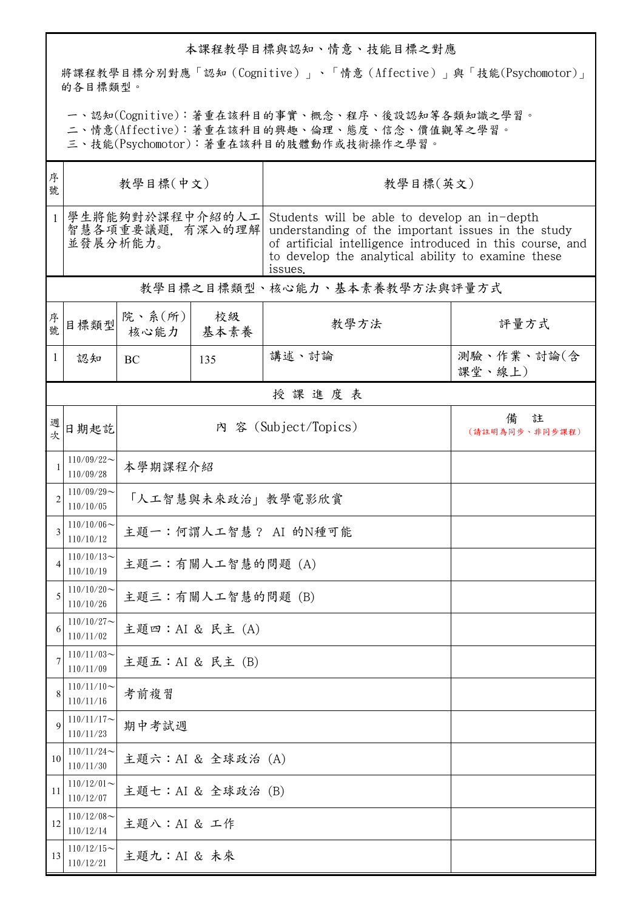## 本課程教學目標與認知、情意、技能目標之對應

將課程教學目標分別對應「認知（Cognitive）」、「情意（Affective）」與「技能(Psychomotor)」的各目標類型。

一、認知(Cognitive)：著重在該科目的事實、概念、程序、後設認知等各類知識之學習。
二、情意(Affective)：著重在該科目的興趣、倫理、態度、信念、價值觀等之學習。
三、技能(Psychomotor)：著重在該科目的肢體動作或技術操作之學習。

| 序號 | 教學目標(中文) | 教學目標(英文) |
|---|---|---|
| 1 | 學生將能夠對於課程中介紹的人工智慧各項重要議題，有深入的理解並發展分析能力。 | Students will be able to develop an in-depth understanding of the important issues in the study of artificial intelligence introduced in this course, and to develop the analytical ability to examine these issues. |

## 教學目標之目標類型、核心能力、基本素養教學方法與評量方式

| 序號 | 目標類型 | 院、系(所)核心能力 | 校級基本素養 | 教學方法 | 評量方式 |
|---|---|---|---|---|---|
| 1 | 認知 | BC | 135 | 講述、討論 | 測驗、作業、討論(含課堂、線上) |

## 授 課 進 度 表

| 週次 | 日期起訖 | 內 容 (Subject/Topics) | 備 註（請註明為同步、非同步課程） |
|---|---|---|---|
| 1 | 110/09/22～110/09/28 | 本學期課程介紹 | |
| 2 | 110/09/29～110/10/05 | 「人工智慧與未來政治」教學電影欣賞 | |
| 3 | 110/10/06～110/10/12 | 主題一：何謂人工智慧？ AI 的N種可能 | |
| 4 | 110/10/13～110/10/19 | 主題二：有關人工智慧的問題 (A) | |
| 5 | 110/10/20～110/10/26 | 主題三：有關人工智慧的問題 (B) | |
| 6 | 110/10/27～110/11/02 | 主題四：AI & 民主 (A) | |
| 7 | 110/11/03～110/11/09 | 主題五：AI & 民主 (B) | |
| 8 | 110/11/10～110/11/16 | 考前複習 | |
| 9 | 110/11/17～110/11/23 | 期中考試週 | |
| 10 | 110/11/24～110/11/30 | 主題六：AI & 全球政治 (A) | |
| 11 | 110/12/01～110/12/07 | 主題七：AI & 全球政治 (B) | |
| 12 | 110/12/08～110/12/14 | 主題八：AI & 工作 | |
| 13 | 110/12/15～110/12/21 | 主題九：AI & 未來 | |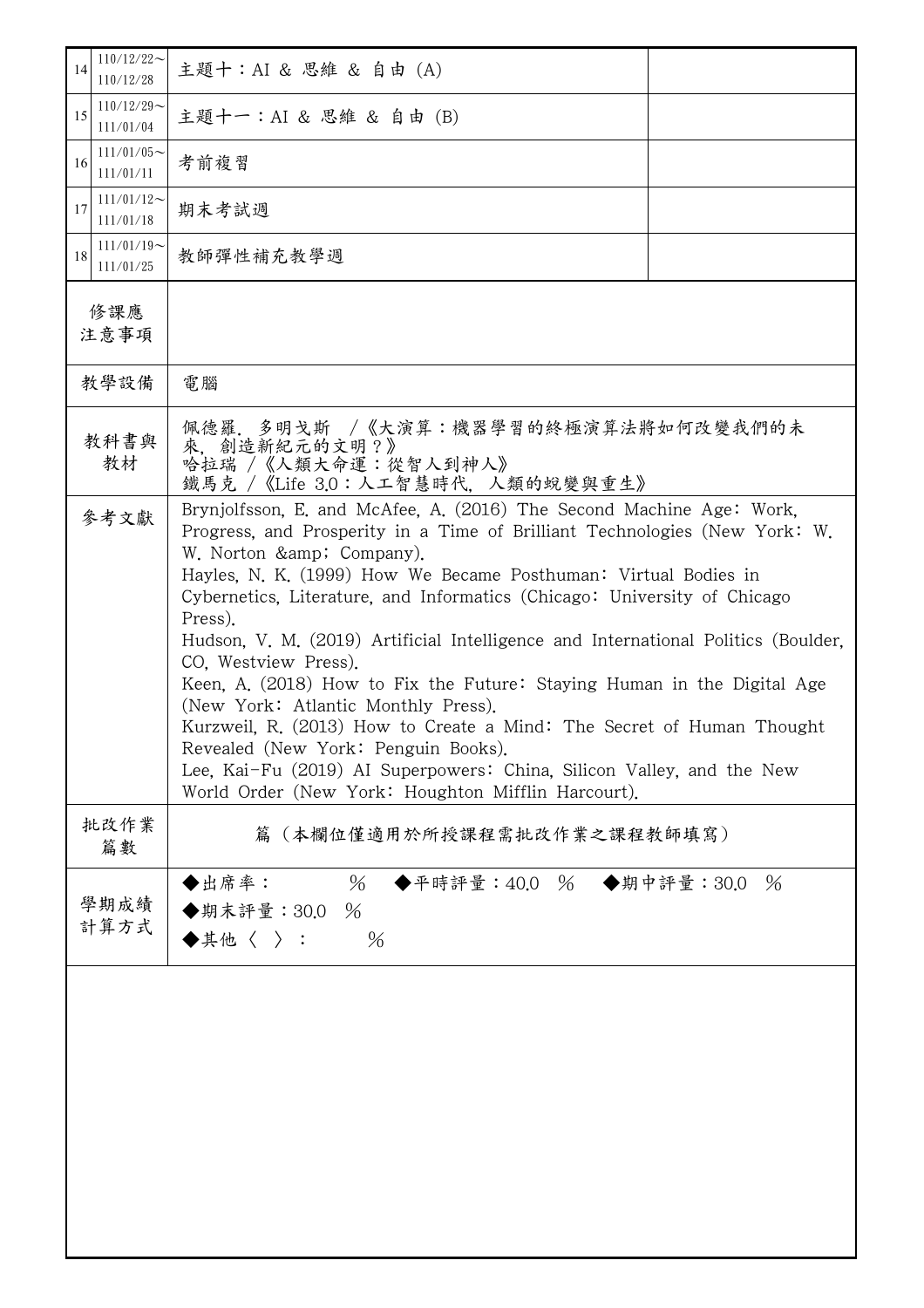| | | | |
|---|---|---|---|
| 14 | 110/12/22～<br>110/12/28 | 主題十：AI & 思維 & 自由 (A) | |
| 15 | 110/12/29～<br>111/01/04 | 主題十一：AI & 思維 & 自由 (B) | |
| 16 | 111/01/05～<br>111/01/11 | 考前複習 | |
| 17 | 111/01/12～<br>111/01/18 | 期末考試週 | |
| 18 | 111/01/19～<br>111/01/25 | 教師彈性補充教學週 | |

| | |
|---|---|
| 修課應注意事項 | |
| 教學設備 | 電腦 |
| 教科書與教材 | 佩德羅．多明戈斯 /《大演算：機器學習的終極演算法將如何改變我們的未來，創造新紀元的文明？》<br>哈拉瑞 /《人類大命運：從智人到神人》<br>鐵馬克 /《Life 3.0：人工智慧時代，人類的蛻變與重生》 |
| 參考文獻 | Brynjolfsson, E. and McAfee, A. (2016) The Second Machine Age: Work, Progress, and Prosperity in a Time of Brilliant Technologies (New York: W. W. Norton &amp; Company).<br>Hayles, N. K. (1999) How We Became Posthuman: Virtual Bodies in Cybernetics, Literature, and Informatics (Chicago: University of Chicago Press).<br>Hudson, V. M. (2019) Artificial Intelligence and International Politics (Boulder, CO, Westview Press).<br>Keen, A. (2018) How to Fix the Future: Staying Human in the Digital Age (New York: Atlantic Monthly Press).<br>Kurzweil, R. (2013) How to Create a Mind: The Secret of Human Thought Revealed (New York: Penguin Books).<br>Lee, Kai-Fu (2019) AI Superpowers: China, Silicon Valley, and the New World Order (New York: Houghton Mifflin Harcourt). |
| 批改作業篇數 | 篇（本欄位僅適用於所授課程需批改作業之課程教師填寫） |
| 學期成績計算方式 | ◆出席率：　　%　◆平時評量：40.0 %　◆期中評量：30.0 %<br>◆期末評量：30.0 %<br>◆其他〈 〉：　　% |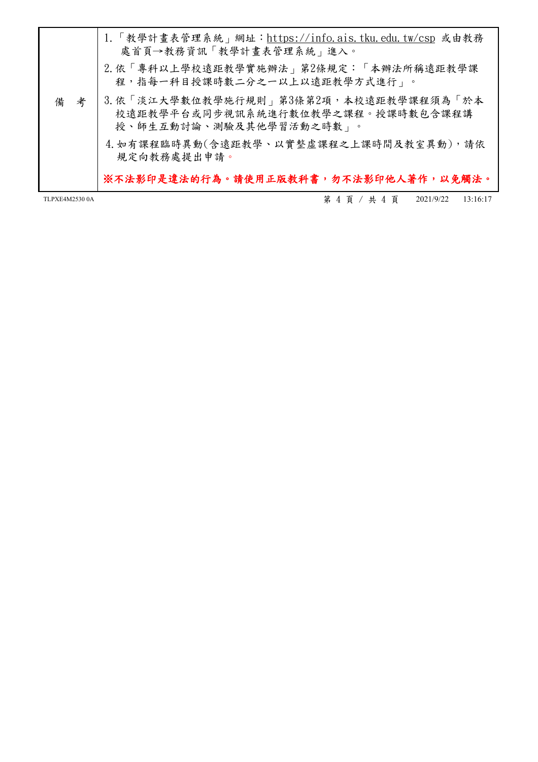| | |
|---|---|
| 備　考 | 1.「教學計畫表管理系統」網址：https://info.ais.tku.edu.tw/csp 或由教務處首頁→教務資訊「教學計畫表管理系統」進入。<br>2.依「專科以上學校遠距教學實施辦法」第2條規定：「本辦法所稱遠距教學課程，指每一科目授課時數二分之一以上以遠距教學方式進行」。<br>3.依「淡江大學數位教學施行規則」第3條第2項，本校遠距教學課程須為「於本校遠距教學平台或同步視訊系統進行數位教學之課程。授課時數包含課程講授、師生互動討論、測驗及其他學習活動之時數」。<br>4.如有課程臨時異動(含遠距教學、以實整虛課程之上課時間及教室異動)，請依規定向教務處提出申請。<br>**※不法影印是違法的行為。請使用正版教科書，勿不法影印他人著作，以免觸法。** |

TLPXE4M2530 0A　　2021/9/22　13:16:17